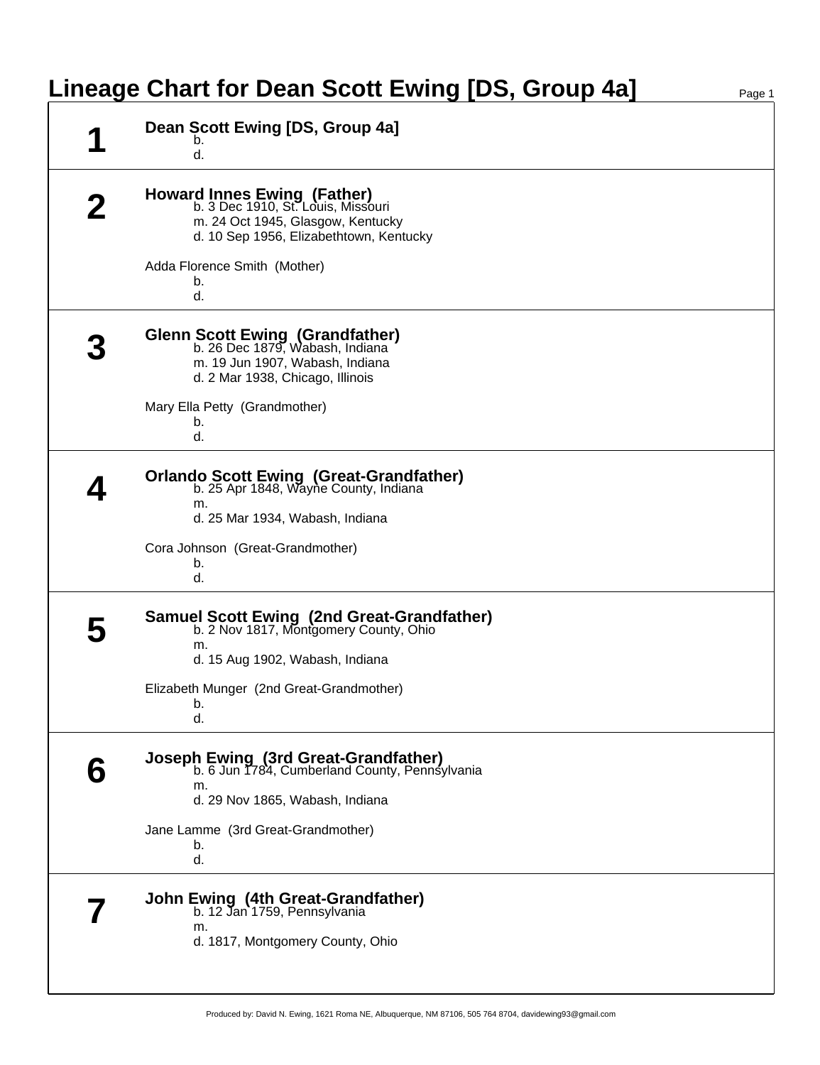# Lineage Chart for Dean Scott Ewing [DS, Group 4a]

## 1

**Dean Scott Ewing [DS, Group 4a]**
b.
d.

## 2

**Howard Innes Ewing (Father)**
b. 3 Dec 1910, St. Louis, Missouri
m. 24 Oct 1945, Glasgow, Kentucky
d. 10 Sep 1956, Elizabethtown, Kentucky

Adda Florence Smith (Mother)
b.
d.

## 3

**Glenn Scott Ewing (Grandfather)**
b. 26 Dec 1879, Wabash, Indiana
m. 19 Jun 1907, Wabash, Indiana
d. 2 Mar 1938, Chicago, Illinois

Mary Ella Petty (Grandmother)
b.
d.

## 4

**Orlando Scott Ewing (Great-Grandfather)**
b. 25 Apr 1848, Wayne County, Indiana
m.
d. 25 Mar 1934, Wabash, Indiana

Cora Johnson (Great-Grandmother)
b.
d.

## 5

**Samuel Scott Ewing (2nd Great-Grandfather)**
b. 2 Nov 1817, Montgomery County, Ohio
m.
d. 15 Aug 1902, Wabash, Indiana

Elizabeth Munger (2nd Great-Grandmother)
b.
d.

## 6

**Joseph Ewing (3rd Great-Grandfather)**
b. 6 Jun 1784, Cumberland County, Pennsylvania
m.
d. 29 Nov 1865, Wabash, Indiana

Jane Lamme (3rd Great-Grandmother)
b.
d.

## 7

**John Ewing (4th Great-Grandfather)**
b. 12 Jan 1759, Pennsylvania
m.
d. 1817, Montgomery County, Ohio

Produced by: David N. Ewing, 1621 Roma NE, Albuquerque, NM 87106, 505 764 8704, davidewing93@gmail.com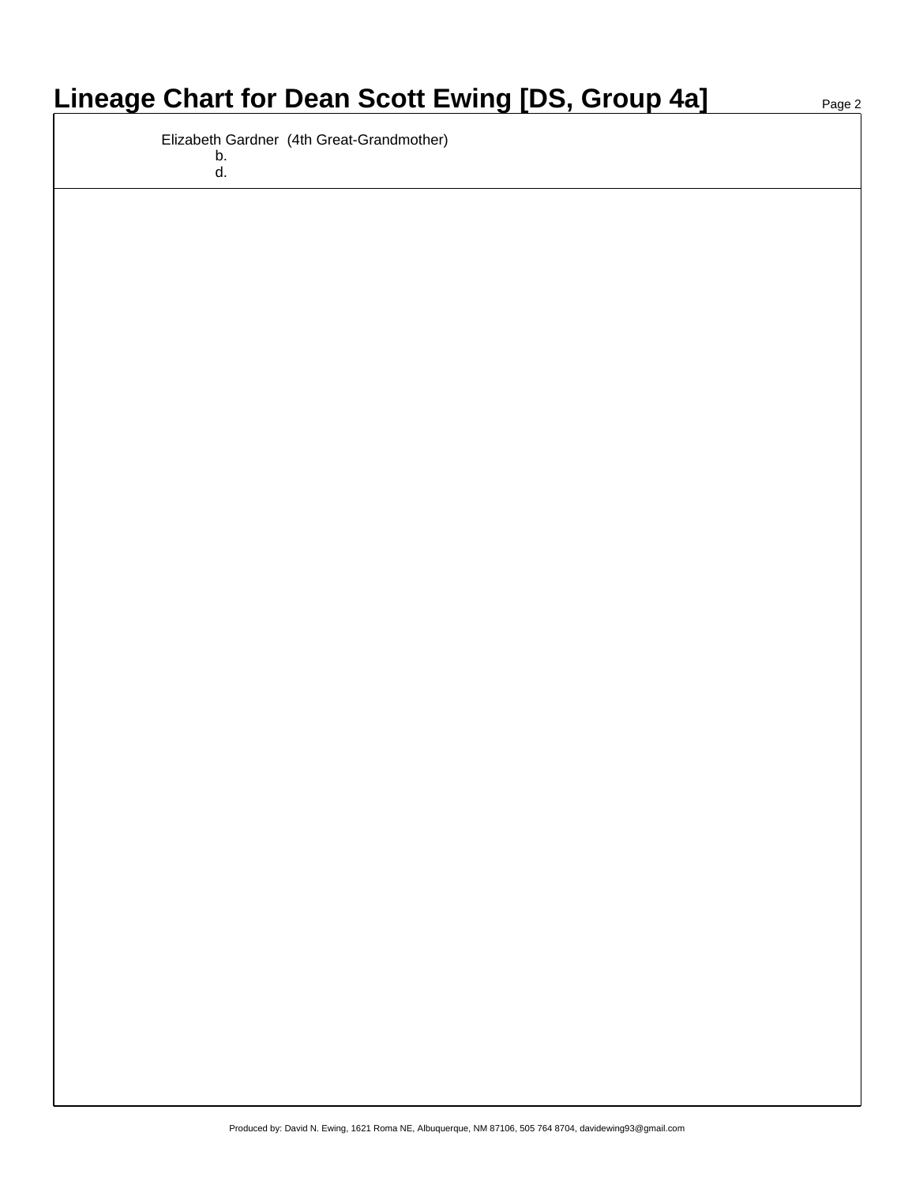Elizabeth Gardner (4th Great-Grandmother)
b.
d.